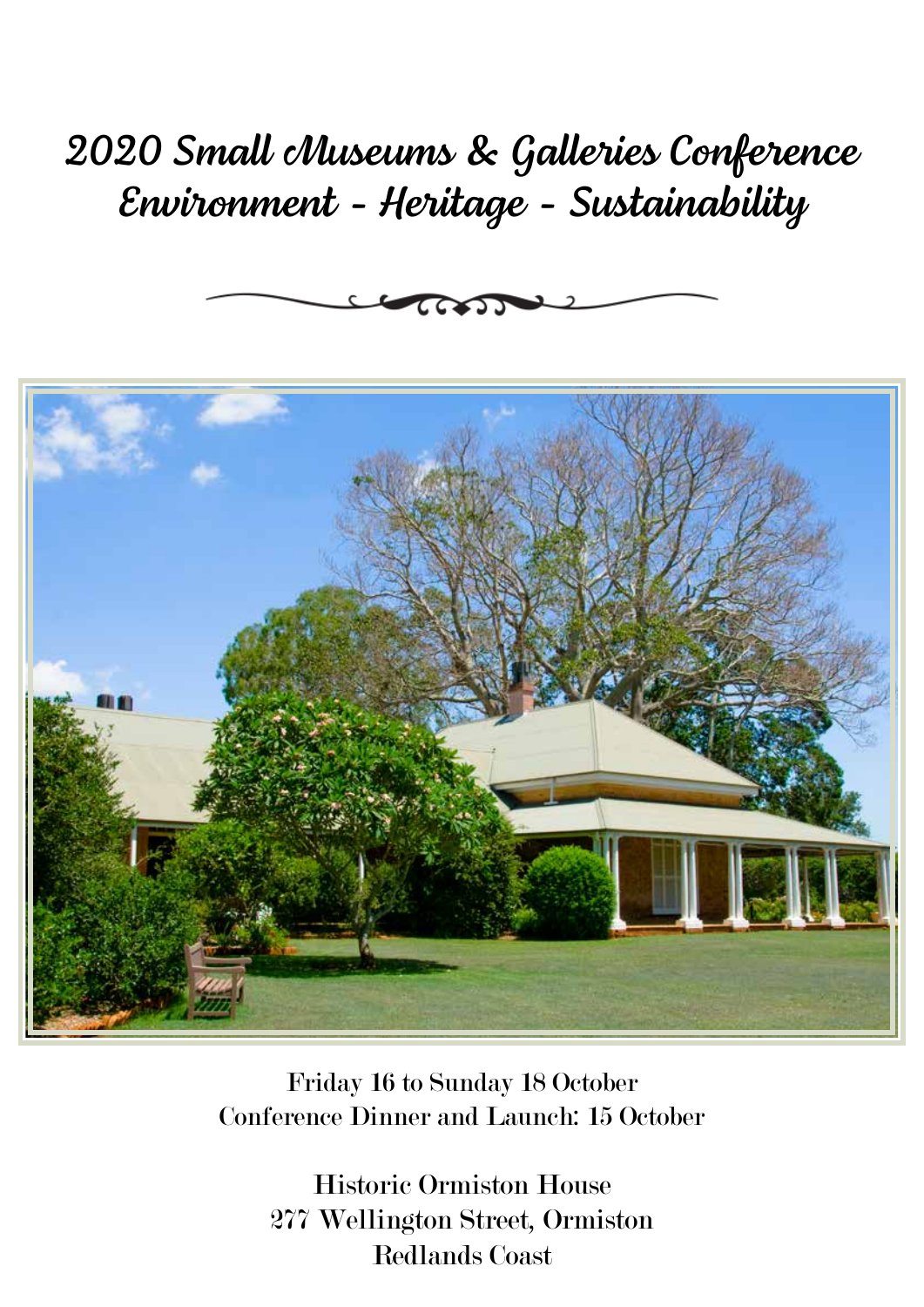# 2020 Small Museums & Galleries Conference
## Environment - Heritage - Sustainability

Friday 16 to Sunday 18 October
Conference Dinner and Launch: 15 October

Historic Ormiston House
277 Wellington Street, Ormiston
Redlands Coast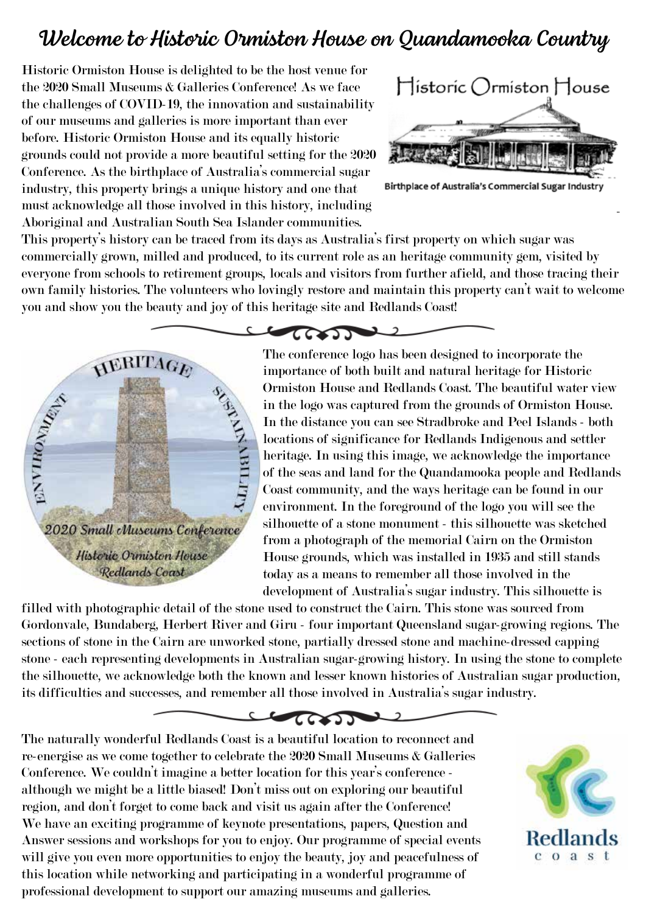# Welcome to Historic Ormiston House on Quandamooka Country

Historic Ormiston House is delighted to be the host venue for the 2020 Small Museums & Galleries Conference! As we face the challenges of COVID-19, the innovation and sustainability of our museums and galleries is more important than ever before. Historic Ormiston House and its equally historic grounds could not provide a more beautiful setting for the 2020 Conference. As the birthplace of Australia's commercial sugar industry, this property brings a unique history and one that must acknowledge all those involved in this history, including Aboriginal and Australian South Sea Islander communities.

This property's history can be traced from its days as Australia's first property on which sugar was commercially grown, milled and produced, to its current role as an heritage community gem, visited by everyone from schools to retirement groups, locals and visitors from further afield, and those tracing their own family histories. The volunteers who lovingly restore and maintain this property can't wait to welcome you and show you the beauty and joy of this heritage site and Redlands Coast!

The conference logo has been designed to incorporate the importance of both built and natural heritage for Historic Ormiston House and Redlands Coast. The beautiful water view in the logo was captured from the grounds of Ormiston House. In the distance you can see Stradbroke and Peel Islands - both locations of significance for Redlands Indigenous and settler heritage. In using this image, we acknowledge the importance of the seas and land for the Quandamooka people and Redlands Coast community, and the ways heritage can be found in our environment. In the foreground of the logo you will see the silhouette of a stone monument - this silhouette was sketched from a photograph of the memorial Cairn on the Ormiston House grounds, which was installed in 1935 and still stands today as a means to remember all those involved in the development of Australia's sugar industry. This silhouette is filled with photographic detail of the stone used to construct the Cairn. This stone was sourced from Gordonvale, Bundaberg, Herbert River and Giru - four important Queensland sugar-growing regions. The sections of stone in the Cairn are unworked stone, partially dressed stone and machine-dressed capping stone - each representing developments in Australian sugar-growing history. In using the stone to complete the silhouette, we acknowledge both the known and lesser known histories of Australian sugar production, its difficulties and successes, and remember all those involved in Australia's sugar industry.

The naturally wonderful Redlands Coast is a beautiful location to reconnect and re-energise as we come together to celebrate the 2020 Small Museums & Galleries Conference. We couldn't imagine a better location for this year's conference - although we might be a little biased! Don't miss out on exploring our beautiful region, and don't forget to come back and visit us again after the Conference! We have an exciting programme of keynote presentations, papers, Question and Answer sessions and workshops for you to enjoy. Our programme of special events will give you even more opportunities to enjoy the beauty, joy and peacefulness of this location while networking and participating in a wonderful programme of professional development to support our amazing museums and galleries.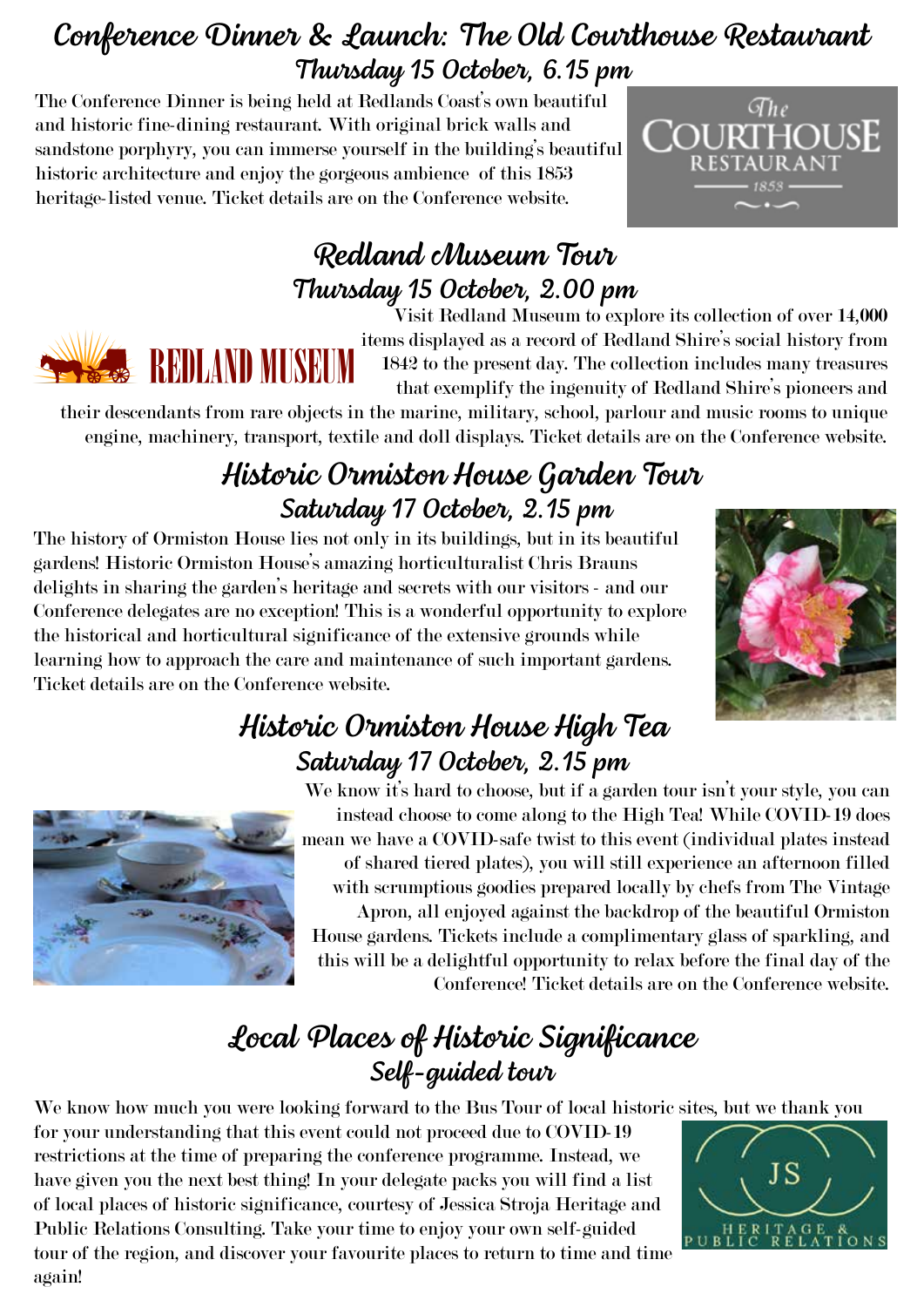## Conference Dinner & Launch: The Old Courthouse Restaurant

### Thursday 15 October, 6.15 pm

The Conference Dinner is being held at Redlands Coast's own beautiful and historic fine-dining restaurant. With original brick walls and sandstone porphyry, you can immerse yourself in the building's beautiful historic architecture and enjoy the gorgeous ambience of this 1853 heritage-listed venue. Ticket details are on the Conference website.

## Redland Museum Tour

### Thursday 15 October, 2.00 pm

Visit Redland Museum to explore its collection of over 14,000 items displayed as a record of Redland Shire's social history from 1842 to the present day. The collection includes many treasures that exemplify the ingenuity of Redland Shire's pioneers and their descendants from rare objects in the marine, military, school, parlour and music rooms to unique engine, machinery, transport, textile and doll displays. Ticket details are on the Conference website.

## Historic Ormiston House Garden Tour

### Saturday 17 October, 2.15 pm

The history of Ormiston House lies not only in its buildings, but in its beautiful gardens! Historic Ormiston House's amazing horticulturalist Chris Brauns delights in sharing the garden's heritage and secrets with our visitors - and our Conference delegates are no exception! This is a wonderful opportunity to explore the historical and horticultural significance of the extensive grounds while learning how to approach the care and maintenance of such important gardens. Ticket details are on the Conference website.

## Historic Ormiston House High Tea

### Saturday 17 October, 2.15 pm

We know it's hard to choose, but if a garden tour isn't your style, you can instead choose to come along to the High Tea! While COVID-19 does mean we have a COVID-safe twist to this event (individual plates instead of shared tiered plates), you will still experience an afternoon filled with scrumptious goodies prepared locally by chefs from The Vintage Apron, all enjoyed against the backdrop of the beautiful Ormiston House gardens. Tickets include a complimentary glass of sparkling, and this will be a delightful opportunity to relax before the final day of the Conference! Ticket details are on the Conference website.

## Local Places of Historic Significance

### Self-guided tour

We know how much you were looking forward to the Bus Tour of local historic sites, but we thank you for your understanding that this event could not proceed due to COVID-19 restrictions at the time of preparing the conference programme. Instead, we have given you the next best thing! In your delegate packs you will find a list of local places of historic significance, courtesy of Jessica Stroja Heritage and Public Relations Consulting. Take your time to enjoy your own self-guided tour of the region, and discover your favourite places to return to time and time again!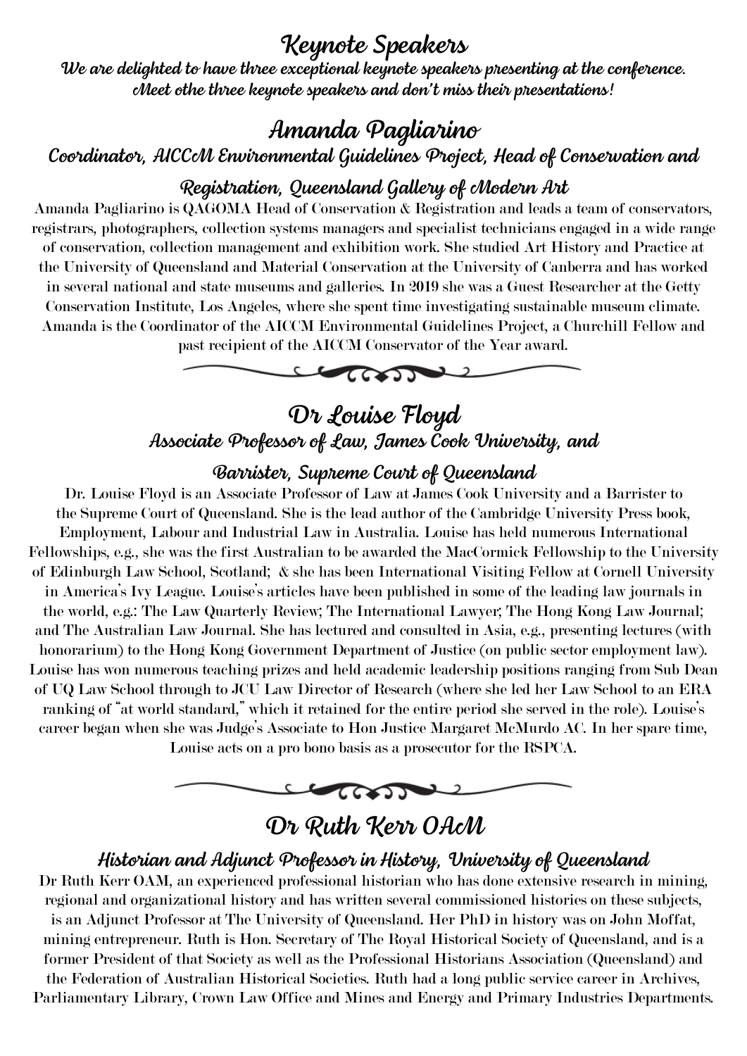# Keynote Speakers

***We are delighted to have three exceptional keynote speakers presenting at the conference. Meet othe three keynote speakers and don't miss their presentations!***

## Amanda Pagliarino

### *Coordinator, AICCM Environmental Guidelines Project, Head of Conservation and Registration, Queensland Gallery of Modern Art*

Amanda Pagliarino is QAGOMA Head of Conservation & Registration and leads a team of conservators, registrars, photographers, collection systems managers and specialist technicians engaged in a wide range of conservation, collection management and exhibition work. She studied Art History and Practice at the University of Queensland and Material Conservation at the University of Canberra and has worked in several national and state museums and galleries. In 2019 she was a Guest Researcher at the Getty Conservation Institute, Los Angeles, where she spent time investigating sustainable museum climate. Amanda is the Coordinator of the AICCM Environmental Guidelines Project, a Churchill Fellow and past recipient of the AICCM Conservator of the Year award.

## Dr Louise Floyd

### *Associate Professor of Law, James Cook University, and Barrister, Supreme Court of Queensland*

Dr. Louise Floyd is an Associate Professor of Law at James Cook University and a Barrister to the Supreme Court of Queensland. She is the lead author of the Cambridge University Press book, Employment, Labour and Industrial Law in Australia. Louise has held numerous International Fellowships, e.g., she was the first Australian to be awarded the MacCormick Fellowship to the University of Edinburgh Law School, Scotland; & she has been International Visiting Fellow at Cornell University in America's Ivy League. Louise's articles have been published in some of the leading law journals in the world, e.g.: The Law Quarterly Review; The International Lawyer; The Hong Kong Law Journal; and The Australian Law Journal. She has lectured and consulted in Asia, e.g., presenting lectures (with honorarium) to the Hong Kong Government Department of Justice (on public sector employment law). Louise has won numerous teaching prizes and held academic leadership positions ranging from Sub Dean of UQ Law School through to JCU Law Director of Research (where she led her Law School to an ERA ranking of "at world standard," which it retained for the entire period she served in the role). Louise's career began when she was Judge's Associate to Hon Justice Margaret McMurdo AC. In her spare time, Louise acts on a pro bono basis as a prosecutor for the RSPCA.

## Dr Ruth Kerr OAM

### *Historian and Adjunct Professor in History, University of Queensland*

Dr Ruth Kerr OAM, an experienced professional historian who has done extensive research in mining, regional and organizational history and has written several commissioned histories on these subjects, is an Adjunct Professor at The University of Queensland. Her PhD in history was on John Moffat, mining entrepreneur. Ruth is Hon. Secretary of The Royal Historical Society of Queensland, and is a former President of that Society as well as the Professional Historians Association (Queensland) and the Federation of Australian Historical Societies. Ruth had a long public service career in Archives, Parliamentary Library, Crown Law Office and Mines and Energy and Primary Industries Departments.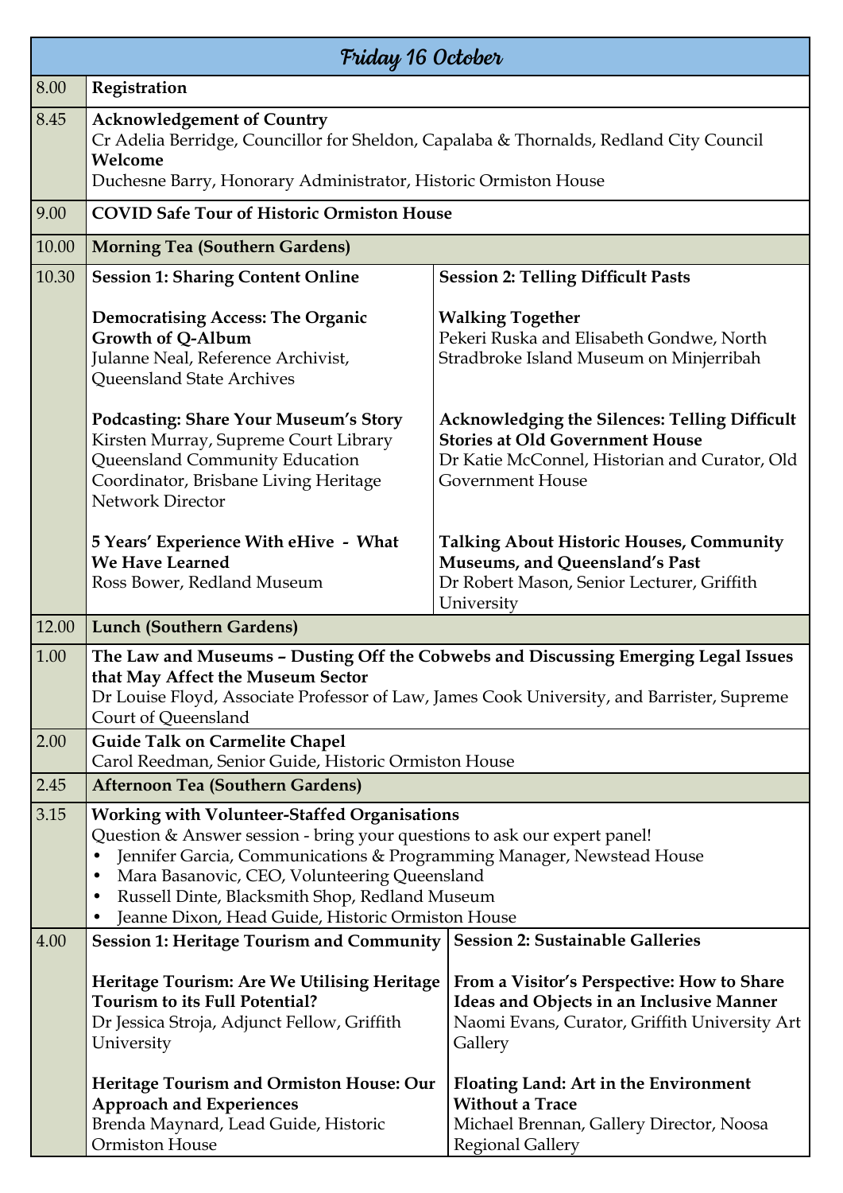## Friday 16 October

| Time | Program | |
|---|---|---|
| 8.00 | **Registration** | |
| 8.45 | **Acknowledgement of Country**<br>Cr Adelia Berridge, Councillor for Sheldon, Capalaba & Thornalds, Redland City Council<br>**Welcome**<br>Duchesne Barry, Honorary Administrator, Historic Ormiston House | |
| 9.00 | **COVID Safe Tour of Historic Ormiston House** | |
| 10.00 | **Morning Tea (Southern Gardens)** | |
| 10.30 | **Session 1: Sharing Content Online**<br><br>**Democratising Access: The Organic Growth of Q-Album**<br>Julanne Neal, Reference Archivist, Queensland State Archives<br><br>**Podcasting: Share Your Museum's Story**<br>Kirsten Murray, Supreme Court Library Queensland Community Education Coordinator, Brisbane Living Heritage Network Director<br><br>**5 Years' Experience With eHive - What We Have Learned**<br>Ross Bower, Redland Museum | **Session 2: Telling Difficult Pasts**<br><br>**Walking Together**<br>Pekeri Ruska and Elisabeth Gondwe, North Stradbroke Island Museum on Minjerribah<br><br>**Acknowledging the Silences: Telling Difficult Stories at Old Government House**<br>Dr Katie McConnel, Historian and Curator, Old Government House<br><br>**Talking About Historic Houses, Community Museums, and Queensland's Past**<br>Dr Robert Mason, Senior Lecturer, Griffith University |
| 12.00 | **Lunch (Southern Gardens)** | |
| 1.00 | **The Law and Museums – Dusting Off the Cobwebs and Discussing Emerging Legal Issues that May Affect the Museum Sector**<br>Dr Louise Floyd, Associate Professor of Law, James Cook University, and Barrister, Supreme Court of Queensland | |
| 2.00 | **Guide Talk on Carmelite Chapel**<br>Carol Reedman, Senior Guide, Historic Ormiston House | |
| 2.45 | **Afternoon Tea (Southern Gardens)** | |
| 3.15 | **Working with Volunteer-Staffed Organisations**<br>Question & Answer session - bring your questions to ask our expert panel!<br>• Jennifer Garcia, Communications & Programming Manager, Newstead House<br>• Mara Basanovic, CEO, Volunteering Queensland<br>• Russell Dinte, Blacksmith Shop, Redland Museum<br>• Jeanne Dixon, Head Guide, Historic Ormiston House | |
| 4.00 | **Session 1: Heritage Tourism and Community**<br><br>**Heritage Tourism: Are We Utilising Heritage Tourism to its Full Potential?**<br>Dr Jessica Stroja, Adjunct Fellow, Griffith University<br><br>**Heritage Tourism and Ormiston House: Our Approach and Experiences**<br>Brenda Maynard, Lead Guide, Historic Ormiston House | **Session 2: Sustainable Galleries**<br><br>**From a Visitor's Perspective: How to Share Ideas and Objects in an Inclusive Manner**<br>Naomi Evans, Curator, Griffith University Art Gallery<br><br>**Floating Land: Art in the Environment Without a Trace**<br>Michael Brennan, Gallery Director, Noosa Regional Gallery |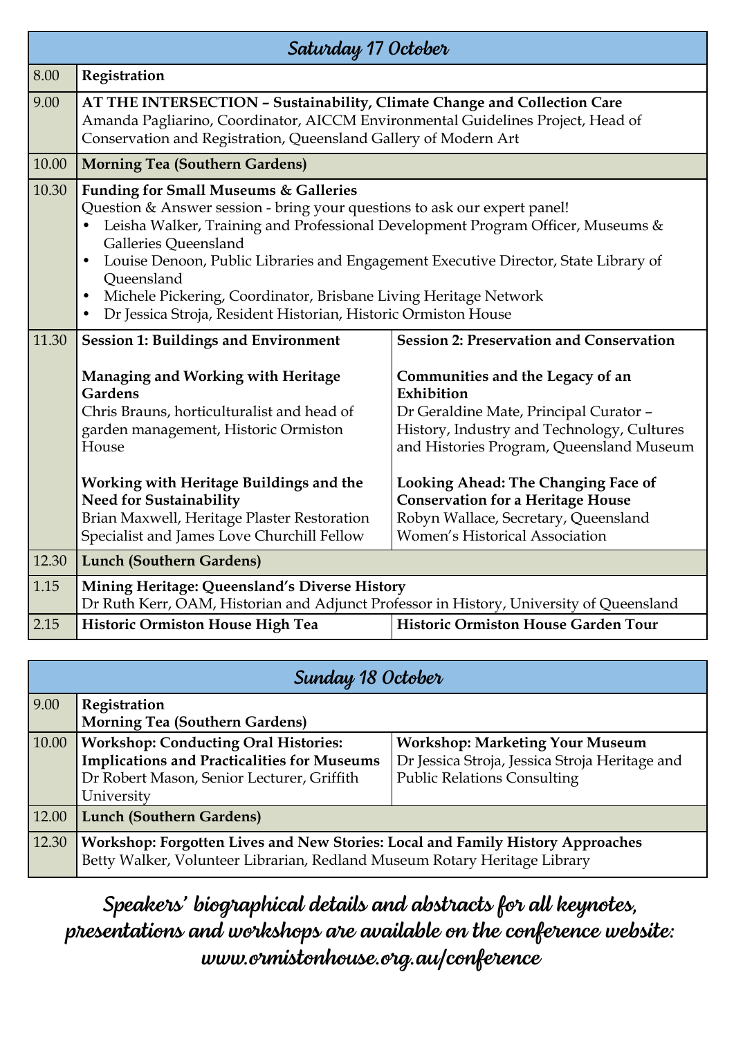## Saturday 17 October

| Time | Session | |
|---|---|---|
| 8.00 | **Registration** | |
| 9.00 | **AT THE INTERSECTION – Sustainability, Climate Change and Collection Care**<br>Amanda Pagliarino, Coordinator, AICCM Environmental Guidelines Project, Head of Conservation and Registration, Queensland Gallery of Modern Art | |
| 10.00 | **Morning Tea (Southern Gardens)** | |
| 10.30 | **Funding for Small Museums & Galleries**<br>Question & Answer session - bring your questions to ask our expert panel!<br>• Leisha Walker, Training and Professional Development Program Officer, Museums & Galleries Queensland<br>• Louise Denoon, Public Libraries and Engagement Executive Director, State Library of Queensland<br>• Michele Pickering, Coordinator, Brisbane Living Heritage Network<br>• Dr Jessica Stroja, Resident Historian, Historic Ormiston House | |
| 11.30 | **Session 1: Buildings and Environment**<br><br>**Managing and Working with Heritage Gardens**<br>Chris Brauns, horticulturalist and head of garden management, Historic Ormiston House<br><br>**Working with Heritage Buildings and the Need for Sustainability**<br>Brian Maxwell, Heritage Plaster Restoration Specialist and James Love Churchill Fellow | **Session 2: Preservation and Conservation**<br><br>**Communities and the Legacy of an Exhibition**<br>Dr Geraldine Mate, Principal Curator – History, Industry and Technology, Cultures and Histories Program, Queensland Museum<br><br>**Looking Ahead: The Changing Face of Conservation for a Heritage House**<br>Robyn Wallace, Secretary, Queensland Women's Historical Association |
| 12.30 | **Lunch (Southern Gardens)** | |
| 1.15 | **Mining Heritage: Queensland's Diverse History**<br>Dr Ruth Kerr, OAM, Historian and Adjunct Professor in History, University of Queensland | |
| 2.15 | **Historic Ormiston House High Tea** | **Historic Ormiston House Garden Tour** |

## Sunday 18 October

| Time | Session | |
|---|---|---|
| 9.00 | **Registration**<br>**Morning Tea (Southern Gardens)** | |
| 10.00 | **Workshop: Conducting Oral Histories: Implications and Practicalities for Museums**<br>Dr Robert Mason, Senior Lecturer, Griffith University | **Workshop: Marketing Your Museum**<br>Dr Jessica Stroja, Jessica Stroja Heritage and Public Relations Consulting |
| 12.00 | **Lunch (Southern Gardens)** | |
| 12.30 | **Workshop: Forgotten Lives and New Stories: Local and Family History Approaches**<br>Betty Walker, Volunteer Librarian, Redland Museum Rotary Heritage Library | |

**Speakers' biographical details and abstracts for all keynotes, presentations and workshops are available on the conference website: www.ormistonhouse.org.au/conference**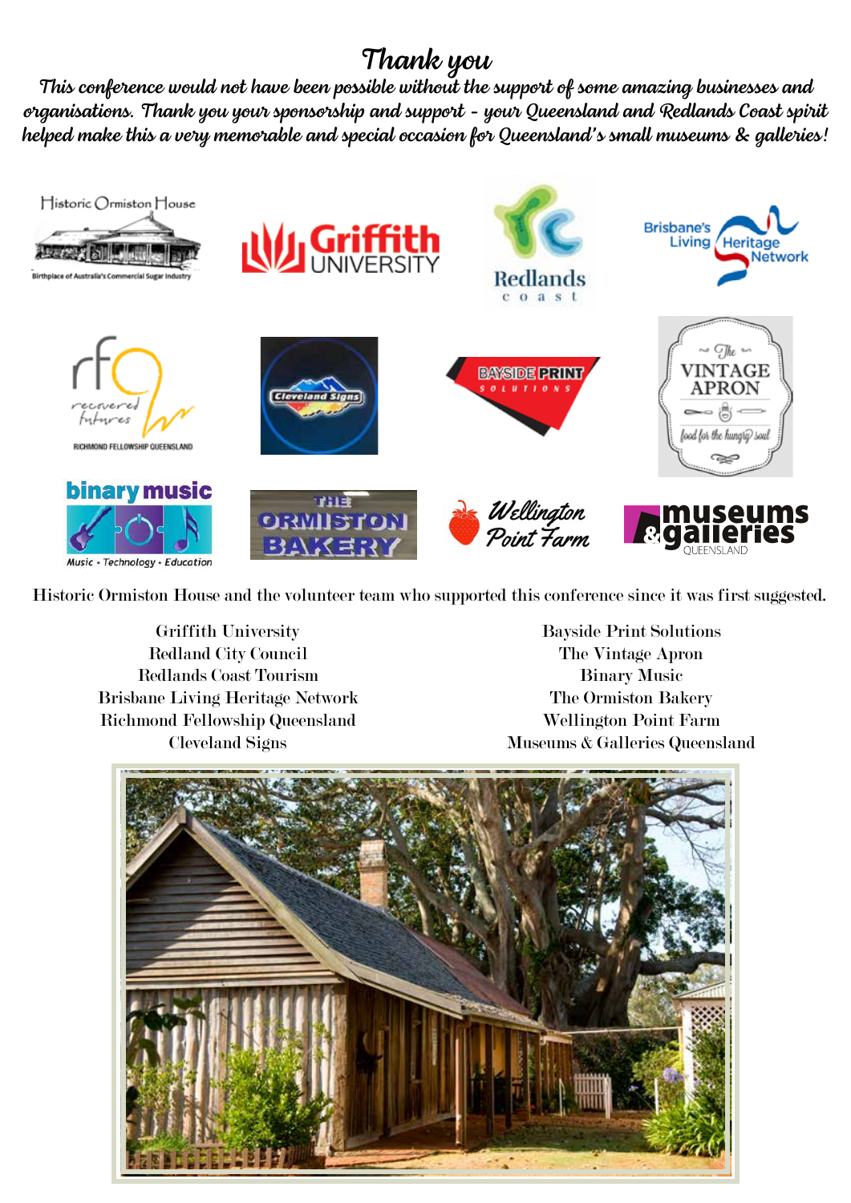# Thank you

*This conference would not have been possible without the support of some amazing businesses and organisations. Thank you your sponsorship and support - your Queensland and Redlands Coast spirit helped make this a very memorable and special occasion for Queensland's small museums & galleries!*

Historic Ormiston House and the volunteer team who supported this conference since it was first suggested.

Griffith University
Redland City Council
Redlands Coast Tourism
Brisbane Living Heritage Network
Richmond Fellowship Queensland
Cleveland Signs

Bayside Print Solutions
The Vintage Apron
Binary Music
The Ormiston Bakery
Wellington Point Farm
Museums & Galleries Queensland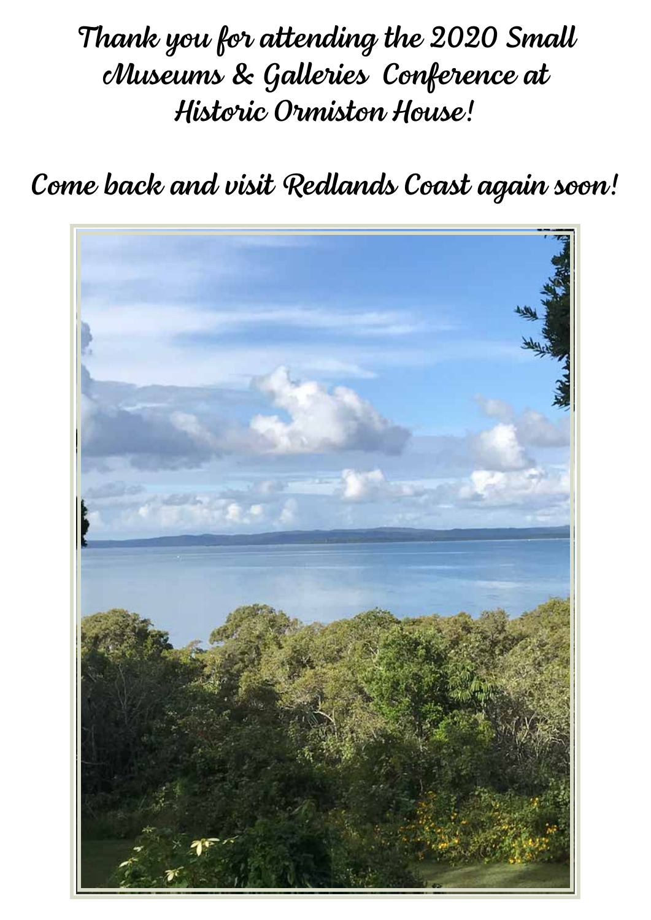Thank you for attending the 2020 Small Museums & Galleries Conference at Historic Ormiston House!

Come back and visit Redlands Coast again soon!